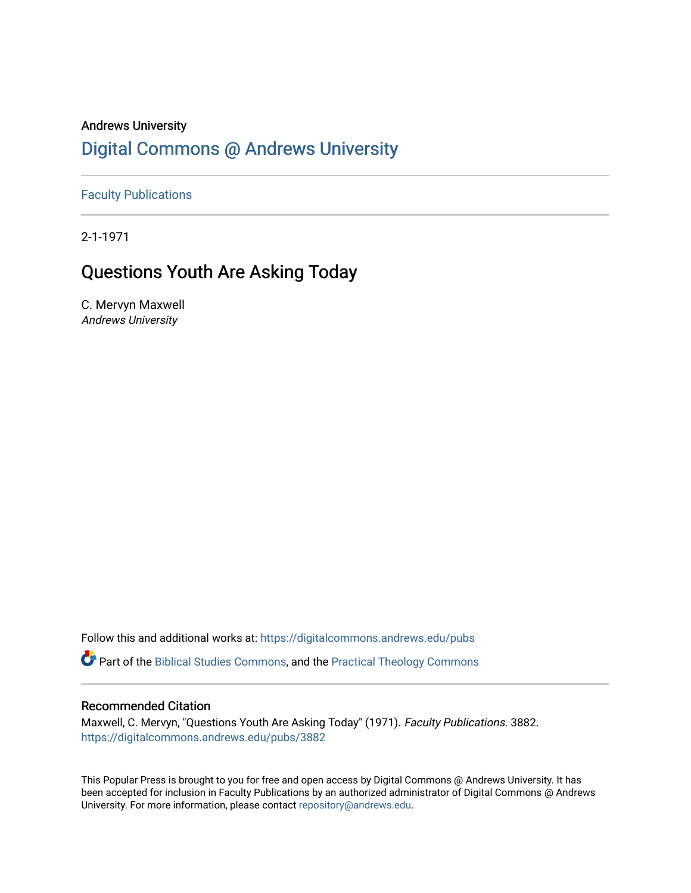Andrews University

# Digital Commons @ Andrews University

Faculty Publications

2-1-1971

## Questions Youth Are Asking Today

C. Mervyn Maxwell
*Andrews University*

Follow this and additional works at: https://digitalcommons.andrews.edu/pubs

Part of the Biblical Studies Commons, and the Practical Theology Commons

### Recommended Citation

Maxwell, C. Mervyn, "Questions Youth Are Asking Today" (1971). *Faculty Publications*. 3882.
https://digitalcommons.andrews.edu/pubs/3882

This Popular Press is brought to you for free and open access by Digital Commons @ Andrews University. It has been accepted for inclusion in Faculty Publications by an authorized administrator of Digital Commons @ Andrews University. For more information, please contact repository@andrews.edu.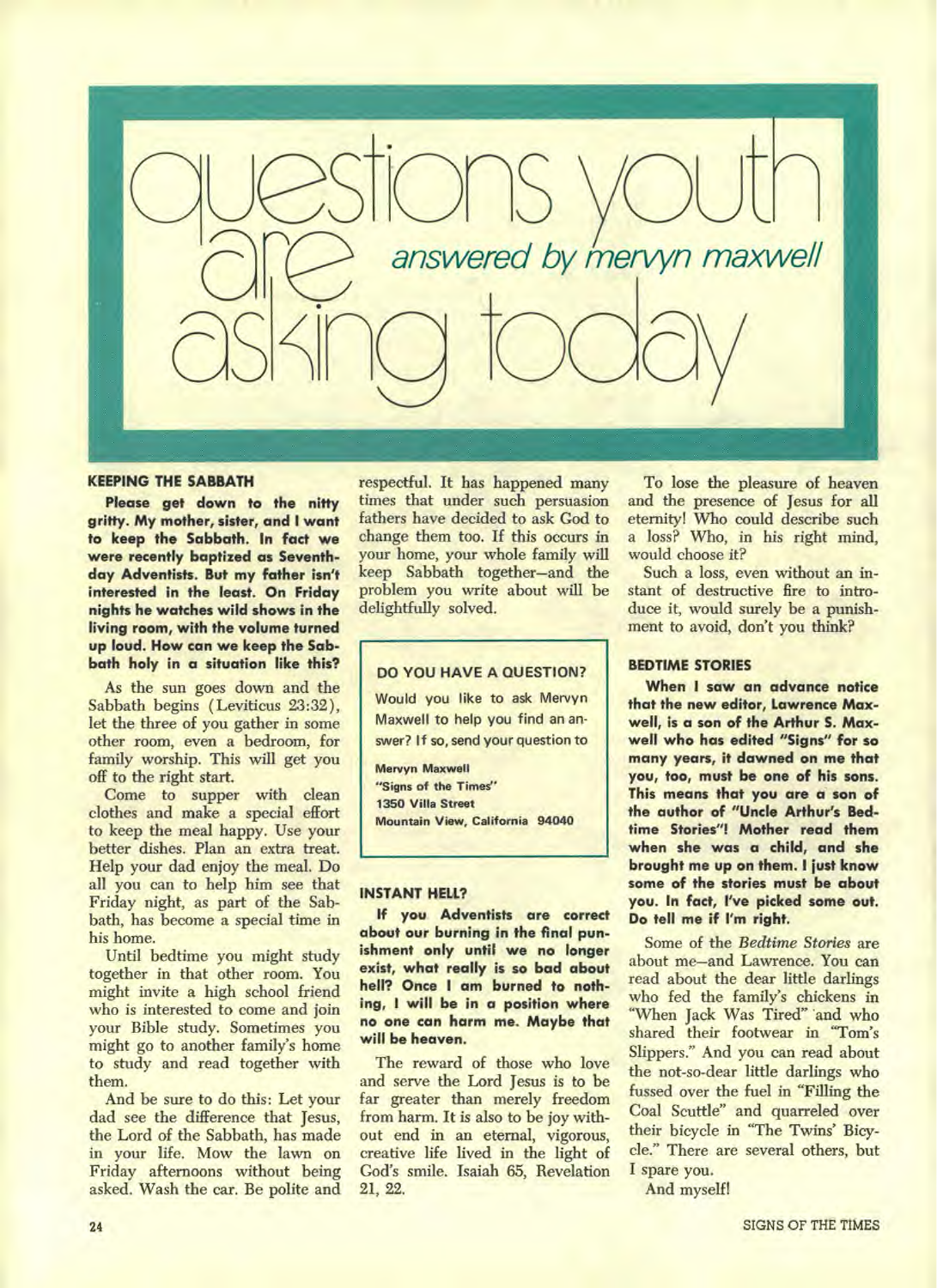# questions youth are asking today

*answered by mervyn maxwell*

## KEEPING THE SABBATH

**Please get down to the nitty gritty. My mother, sister, and I want to keep the Sabbath. In fact we were recently baptized as Seventh-day Adventists. But my father isn't interested in the least. On Friday nights he watches wild shows in the living room, with the volume turned up loud. How can we keep the Sabbath holy in a situation like this?**

As the sun goes down and the Sabbath begins (Leviticus 23:32), let the three of you gather in some other room, even a bedroom, for family worship. This will get you off to the right start.

Come to supper with clean clothes and make a special effort to keep the meal happy. Use your better dishes. Plan an extra treat. Help your dad enjoy the meal. Do all you can to help him see that Friday night, as part of the Sabbath, has become a special time in his home.

Until bedtime you might study together in that other room. You might invite a high school friend who is interested to come and join your Bible study. Sometimes you might go to another family's home to study and read together with them.

And be sure to do this: Let your dad see the difference that Jesus, the Lord of the Sabbath, has made in your life. Mow the lawn on Friday afternoons without being asked. Wash the car. Be polite and respectful. It has happened many times that under such persuasion fathers have decided to ask God to change them too. If this occurs in your home, your whole family will keep Sabbath together—and the problem you write about will be delightfully solved.

> **DO YOU HAVE A QUESTION?**
>
> Would you like to ask Mervyn Maxwell to help you find an answer? If so, send your question to
>
> **Mervyn Maxwell**
> **"Signs of the Times"**
> **1350 Villa Street**
> **Mountain View, California 94040**

## INSTANT HELL?

**If you Adventists are correct about our burning in the final punishment only until we no longer exist, what really is so bad about hell? Once I am burned to nothing, I will be in a position where no one can harm me. Maybe that will be heaven.**

The reward of those who love and serve the Lord Jesus is to be far greater than merely freedom from harm. It is also to be joy without end in an eternal, vigorous, creative life lived in the light of God's smile. Isaiah 65, Revelation 21, 22.

To lose the pleasure of heaven and the presence of Jesus for all eternity! Who could describe such a loss? Who, in his right mind, would choose it?

Such a loss, even without an instant of destructive fire to introduce it, would surely be a punishment to avoid, don't you think?

## BEDTIME STORIES

**When I saw an advance notice that the new editor, Lawrence Maxwell, is a son of the Arthur S. Maxwell who has edited "Signs" for so many years, it dawned on me that you, too, must be one of his sons. This means that you are a son of the author of "Uncle Arthur's Bedtime Stories"! Mother read them when she was a child, and she brought me up on them. I just know some of the stories must be about you. In fact, I've picked some out. Do tell me if I'm right.**

Some of the *Bedtime Stories* are about me—and Lawrence. You can read about the dear little darlings who fed the family's chickens in "When Jack Was Tired" and who shared their footwear in "Tom's Slippers." And you can read about the not-so-dear little darlings who fussed over the fuel in "Filling the Coal Scuttle" and quarreled over their bicycle in "The Twins' Bicycle." There are several others, but I spare you.

And myself!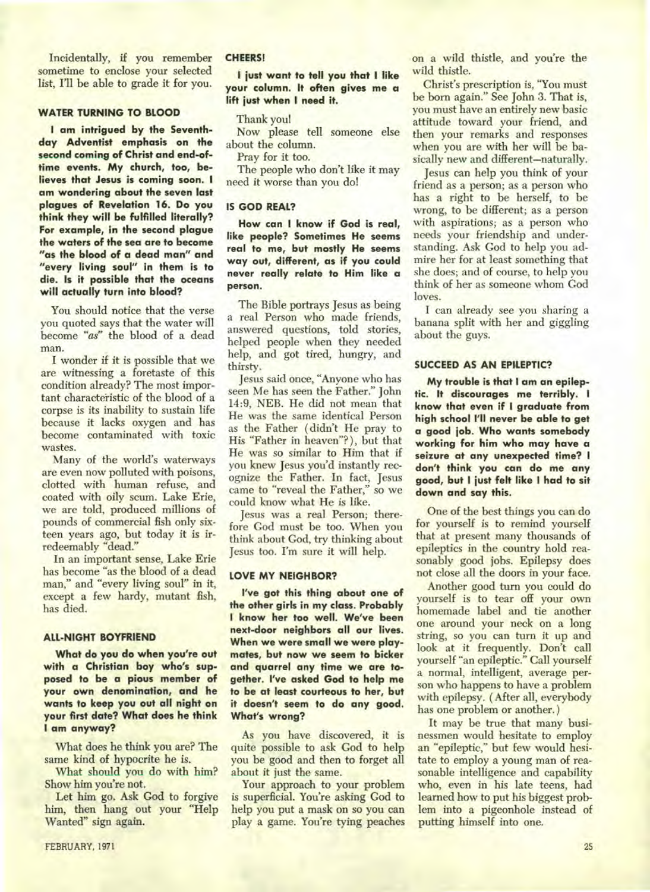Incidentally, if you remember sometime to enclose your selected list, I'll be able to grade it for you.

### WATER TURNING TO BLOOD

**I am intrigued by the Seventh-day Adventist emphasis on the second coming of Christ and end-of-time events. My church, too, believes that Jesus is coming soon. I am wondering about the seven last plagues of Revelation 16. Do you think they will be fulfilled literally? For example, in the second plague the waters of the sea are to become "as the blood of a dead man" and "every living soul" in them is to die. Is it possible that the oceans will actually turn into blood?**

You should notice that the verse you quoted says that the water will become "*as*" the blood of a dead man.

I wonder if it is possible that we are witnessing a foretaste of this condition already? The most important characteristic of the blood of a corpse is its inability to sustain life because it lacks oxygen and has become contaminated with toxic wastes.

Many of the world's waterways are even now polluted with poisons, clotted with human refuse, and coated with oily scum. Lake Erie, we are told, produced millions of pounds of commercial fish only sixteen years ago, but today it is irredeemably "dead."

In an important sense, Lake Erie has become "as the blood of a dead man," and "every living soul" in it, except a few hardy, mutant fish, has died.

### ALL-NIGHT BOYFRIEND

**What do you do when you're out with a Christian boy who's supposed to be a pious member of your own denomination, and he wants to keep you out all night on your first date? What does he think I am anyway?**

What does he think you are? The same kind of hypocrite he is.

What should you do with him? Show him you're not.

Let him go. Ask God to forgive him, then hang out your "Help Wanted" sign again.

### CHEERS!

**I just want to tell you that I like your column. It often gives me a lift just when I need it.**

Thank you!

Now please tell someone else about the column.

Pray for it too.

The people who don't like it may need it worse than you do!

### IS GOD REAL?

**How can I know if God is real, like people? Sometimes He seems real to me, but mostly He seems way out, different, as if you could never really relate to Him like a person.**

The Bible portrays Jesus as being a real Person who made friends, answered questions, told stories, helped people when they needed help, and got tired, hungry, and thirsty.

Jesus said once, "Anyone who has seen Me has seen the Father." John 14:9, NEB. He did not mean that He was the same identical Person as the Father (didn't He pray to His "Father in heaven"?), but that He was so similar to Him that if you knew Jesus you'd instantly recognize the Father. In fact, Jesus came to "reveal the Father," so we could know what He is like.

Jesus was a real Person; therefore God must be too. When you think about God, try thinking about Jesus too. I'm sure it will help.

### LOVE MY NEIGHBOR?

**I've got this thing about one of the other girls in my class. Probably I know her too well. We've been next-door neighbors all our lives. When we were small we were playmates, but now we seem to bicker and quarrel any time we are together. I've asked God to help me to be at least courteous to her, but it doesn't seem to do any good. What's wrong?**

As you have discovered, it is quite possible to ask God to help you be good and then to forget all about it just the same.

Your approach to your problem is superficial. You're asking God to help you put a mask on so you can play a game. You're tying peaches on a wild thistle, and you're the wild thistle.

Christ's prescription is, "You must be born again." See John 3. That is, you must have an entirely new basic attitude toward your friend, and then your remarks and responses when you are with her will be basically new and different—naturally.

Jesus can help you think of your friend as a person; as a person who has a right to be herself, to be wrong, to be different; as a person with aspirations; as a person who needs your friendship and understanding. Ask God to help you admire her for at least something that she does; and of course, to help you think of her as someone whom God loves.

I can already see you sharing a banana split with her and giggling about the guys.

### SUCCEED AS AN EPILEPTIC?

**My trouble is that I am an epileptic. It discourages me terribly. I know that even if I graduate from high school I'll never be able to get a good job. Who wants somebody working for him who may have a seizure at any unexpected time? I don't think you can do me any good, but I just felt like I had to sit down and say this.**

One of the best things you can do for yourself is to remind yourself that at present many thousands of epileptics in the country hold reasonably good jobs. Epilepsy does not close all the doors in your face.

Another good turn you could do yourself is to tear off your own homemade label and tie another one around your neck on a long string, so you can turn it up and look at it frequently. Don't call yourself "an epileptic." Call yourself a normal, intelligent, average person who happens to have a problem with epilepsy. (After all, everybody has one problem or another.)

It may be true that many businessmen would hesitate to employ an "epileptic," but few would hesitate to employ a young man of reasonable intelligence and capability who, even in his late teens, had learned how to put his biggest problem into a pigeonhole instead of putting himself into one.